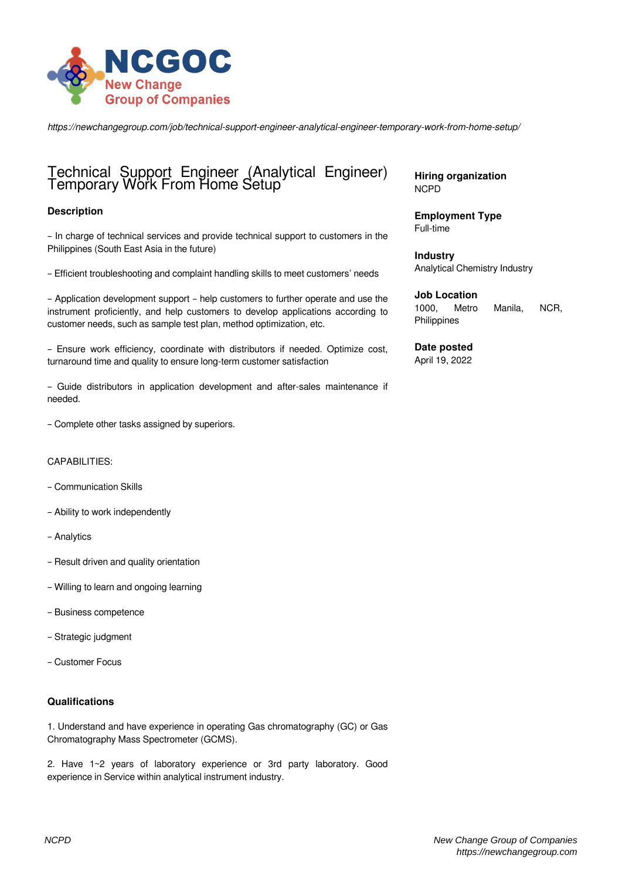NCGOC
New Change
Group of Companies

*https://newchangegroup.com/job/technical-support-engineer-analytical-engineer-temporary-work-from-home-setup/*

# Technical Support Engineer (Analytical Engineer) Temporary Work From Home Setup

**Hiring organization**
NCPD

**Employment Type**
Full-time

**Industry**
Analytical Chemistry Industry

**Job Location**
1000, Metro Manila, NCR, Philippines

**Date posted**
April 19, 2022

### Description

– In charge of technical services and provide technical support to customers in the Philippines (South East Asia in the future)

– Efficient troubleshooting and complaint handling skills to meet customers' needs

– Application development support – help customers to further operate and use the instrument proficiently, and help customers to develop applications according to customer needs, such as sample test plan, method optimization, etc.

– Ensure work efficiency, coordinate with distributors if needed. Optimize cost, turnaround time and quality to ensure long-term customer satisfaction

– Guide distributors in application development and after-sales maintenance if needed.

– Complete other tasks assigned by superiors.

CAPABILITIES:

– Communication Skills

– Ability to work independently

– Analytics

– Result driven and quality orientation

– Willing to learn and ongoing learning

– Business competence

– Strategic judgment

– Customer Focus

### Qualifications

1. Understand and have experience in operating Gas chromatography (GC) or Gas Chromatography Mass Spectrometer (GCMS).

2. Have 1~2 years of laboratory experience or 3rd party laboratory. Good experience in Service within analytical instrument industry.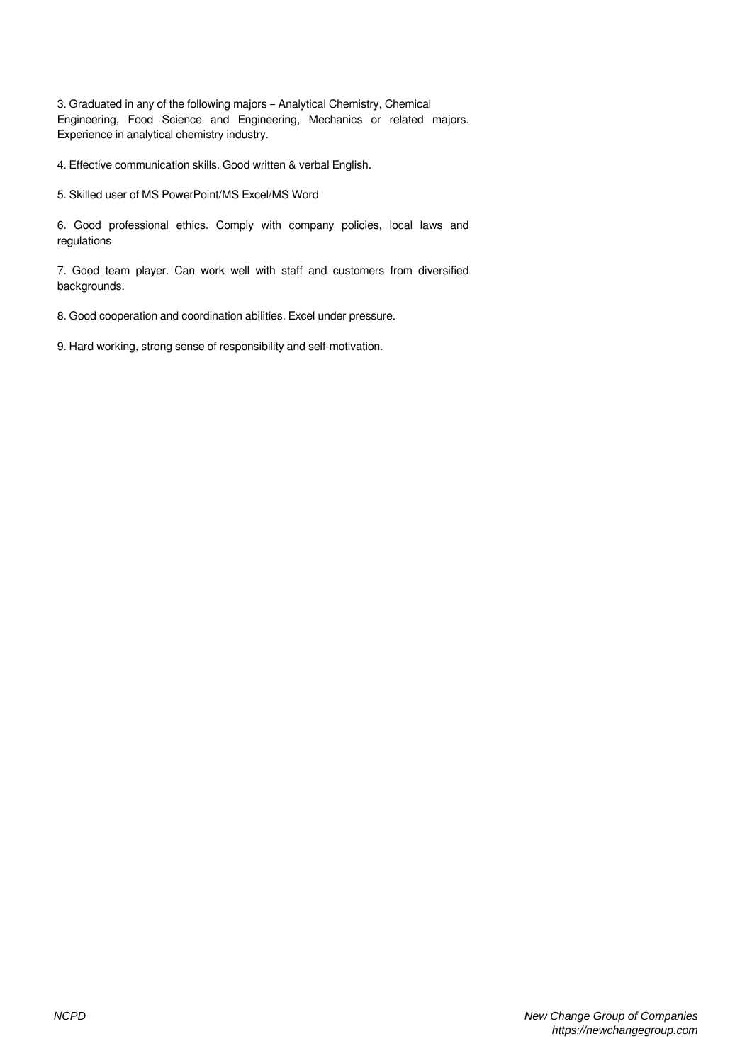3. Graduated in any of the following majors – Analytical Chemistry, Chemical Engineering, Food Science and Engineering, Mechanics or related majors. Experience in analytical chemistry industry.

4. Effective communication skills. Good written & verbal English.

5. Skilled user of MS PowerPoint/MS Excel/MS Word

6. Good professional ethics. Comply with company policies, local laws and regulations

7. Good team player. Can work well with staff and customers from diversified backgrounds.

8. Good cooperation and coordination abilities. Excel under pressure.

9. Hard working, strong sense of responsibility and self-motivation.